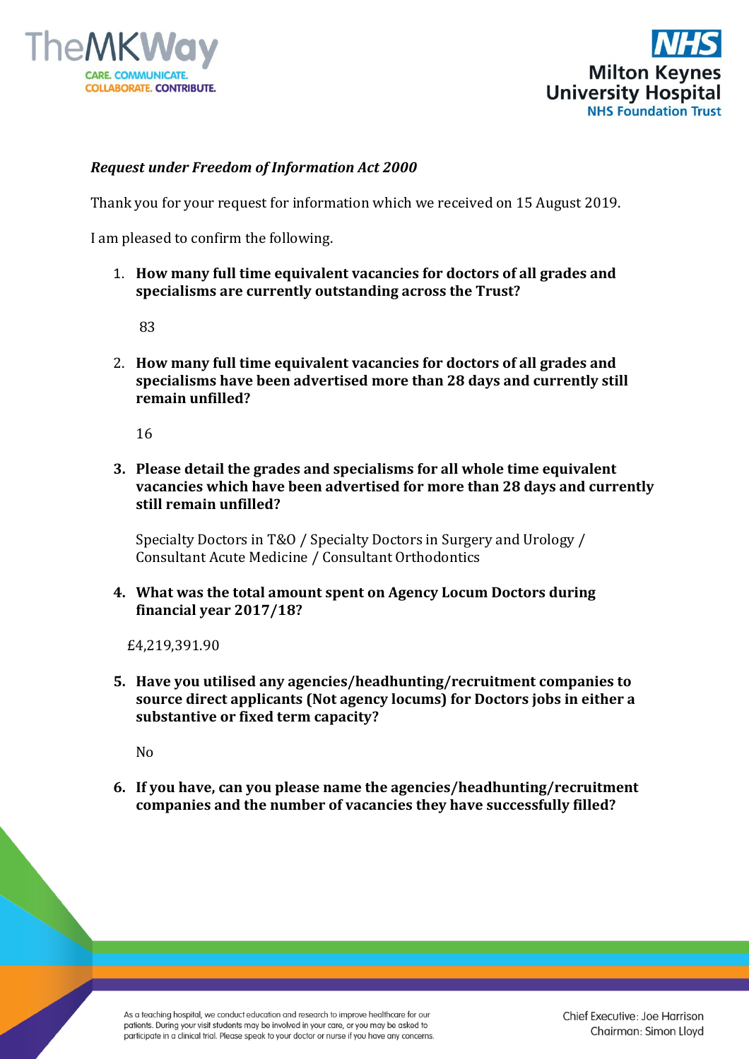*Request under Freedom of Information Act 2000*

Thank you for your request for information which we received on 15 August 2019.

I am pleased to confirm the following.

1. **How many full time equivalent vacancies for doctors of all grades and specialisms are currently outstanding across the Trust?**

   83

2. **How many full time equivalent vacancies for doctors of all grades and specialisms have been advertised more than 28 days and currently still remain unfilled?**

   16

3. **Please detail the grades and specialisms for all whole time equivalent vacancies which have been advertised for more than 28 days and currently still remain unfilled?**

   Specialty Doctors in T&O / Specialty Doctors in Surgery and Urology / Consultant Acute Medicine / Consultant Orthodontics

4. **What was the total amount spent on Agency Locum Doctors during financial year 2017/18?**

   £4,219,391.90

5. **Have you utilised any agencies/headhunting/recruitment companies to source direct applicants (Not agency locums) for Doctors jobs in either a substantive or fixed term capacity?**

   No

6. **If you have, can you please name the agencies/headhunting/recruitment companies and the number of vacancies they have successfully filled?**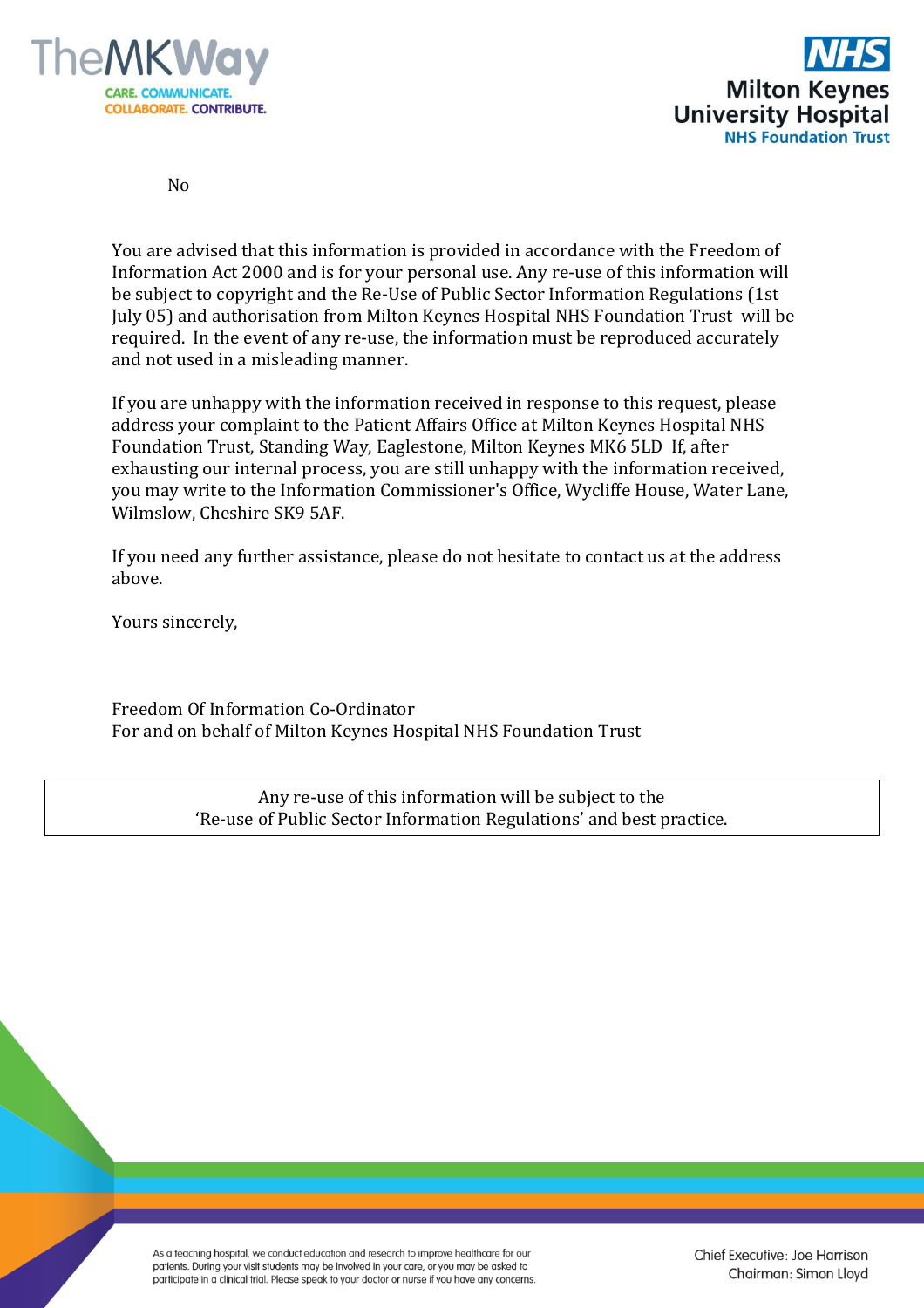No

You are advised that this information is provided in accordance with the Freedom of Information Act 2000 and is for your personal use. Any re-use of this information will be subject to copyright and the Re-Use of Public Sector Information Regulations (1st July 05) and authorisation from Milton Keynes Hospital NHS Foundation Trust will be required. In the event of any re-use, the information must be reproduced accurately and not used in a misleading manner.

If you are unhappy with the information received in response to this request, please address your complaint to the Patient Affairs Office at Milton Keynes Hospital NHS Foundation Trust, Standing Way, Eaglestone, Milton Keynes MK6 5LD If, after exhausting our internal process, you are still unhappy with the information received, you may write to the Information Commissioner's Office, Wycliffe House, Water Lane, Wilmslow, Cheshire SK9 5AF.

If you need any further assistance, please do not hesitate to contact us at the address above.

Yours sincerely,

Freedom Of Information Co-Ordinator
For and on behalf of Milton Keynes Hospital NHS Foundation Trust

Any re-use of this information will be subject to the
'Re-use of Public Sector Information Regulations' and best practice.